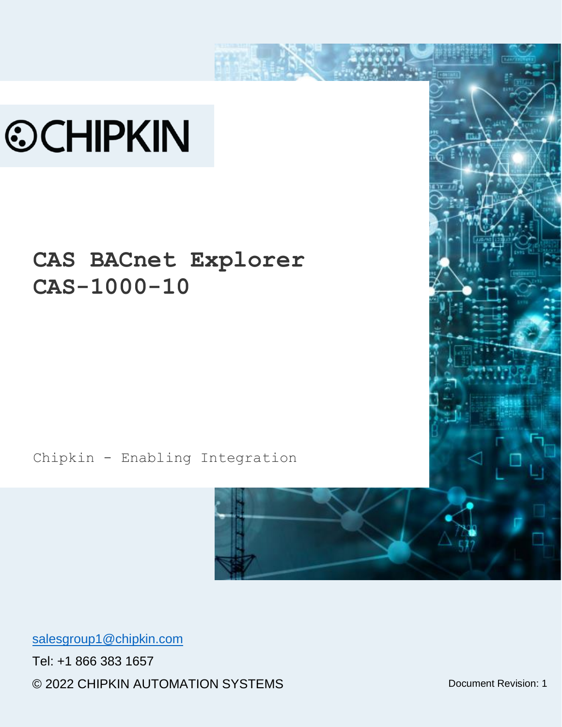CHIPKIN

# CAS BACnet Explorer CAS-1000-10

Chipkin - Enabling Integration

salesgroup1@chipkin.com

Tel: +1 866 383 1657

© 2022 CHIPKIN AUTOMATION SYSTEMS

Document Revision: 1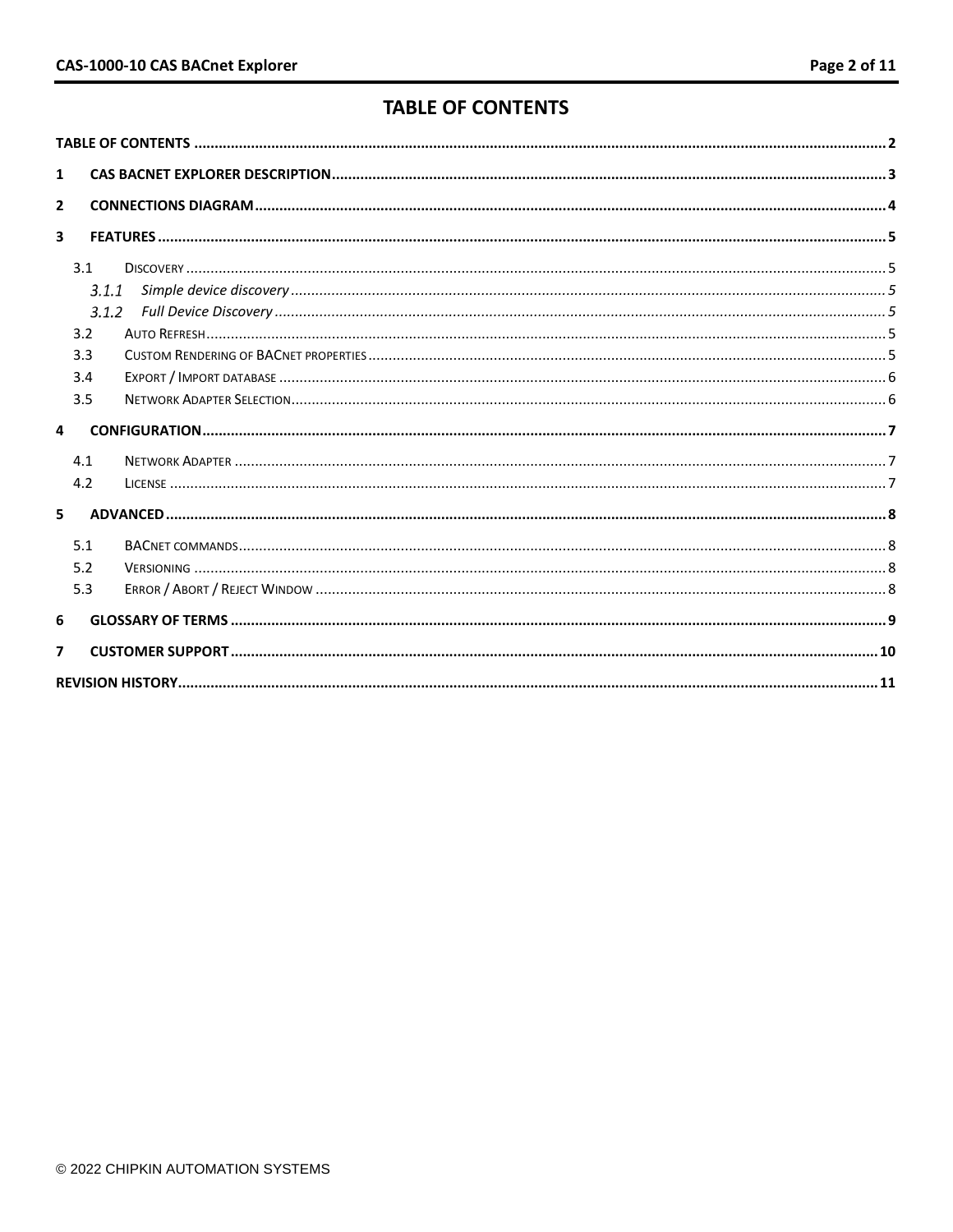# TABLE OF CONTENTS

- TABLE OF CONTENTS ........ 2
- 1 CAS BACNET EXPLORER DESCRIPTION ........ 3
- 2 CONNECTIONS DIAGRAM ........ 4
- 3 FEATURES ........ 5
  - 3.1 Discovery ........ 5
    - *3.1.1 Simple device discovery* ........ 5
    - *3.1.2 Full Device Discovery* ........ 5
  - 3.2 Auto Refresh ........ 5
  - 3.3 Custom Rendering of BACnet properties ........ 5
  - 3.4 Export / Import database ........ 6
  - 3.5 Network Adapter Selection ........ 6
- 4 CONFIGURATION ........ 7
  - 4.1 Network Adapter ........ 7
  - 4.2 License ........ 7
- 5 ADVANCED ........ 8
  - 5.1 BACnet commands ........ 8
  - 5.2 Versioning ........ 8
  - 5.3 Error / Abort / Reject Window ........ 8
- 6 GLOSSARY OF TERMS ........ 9
- 7 CUSTOMER SUPPORT ........ 10
- REVISION HISTORY ........ 11

© 2022 CHIPKIN AUTOMATION SYSTEMS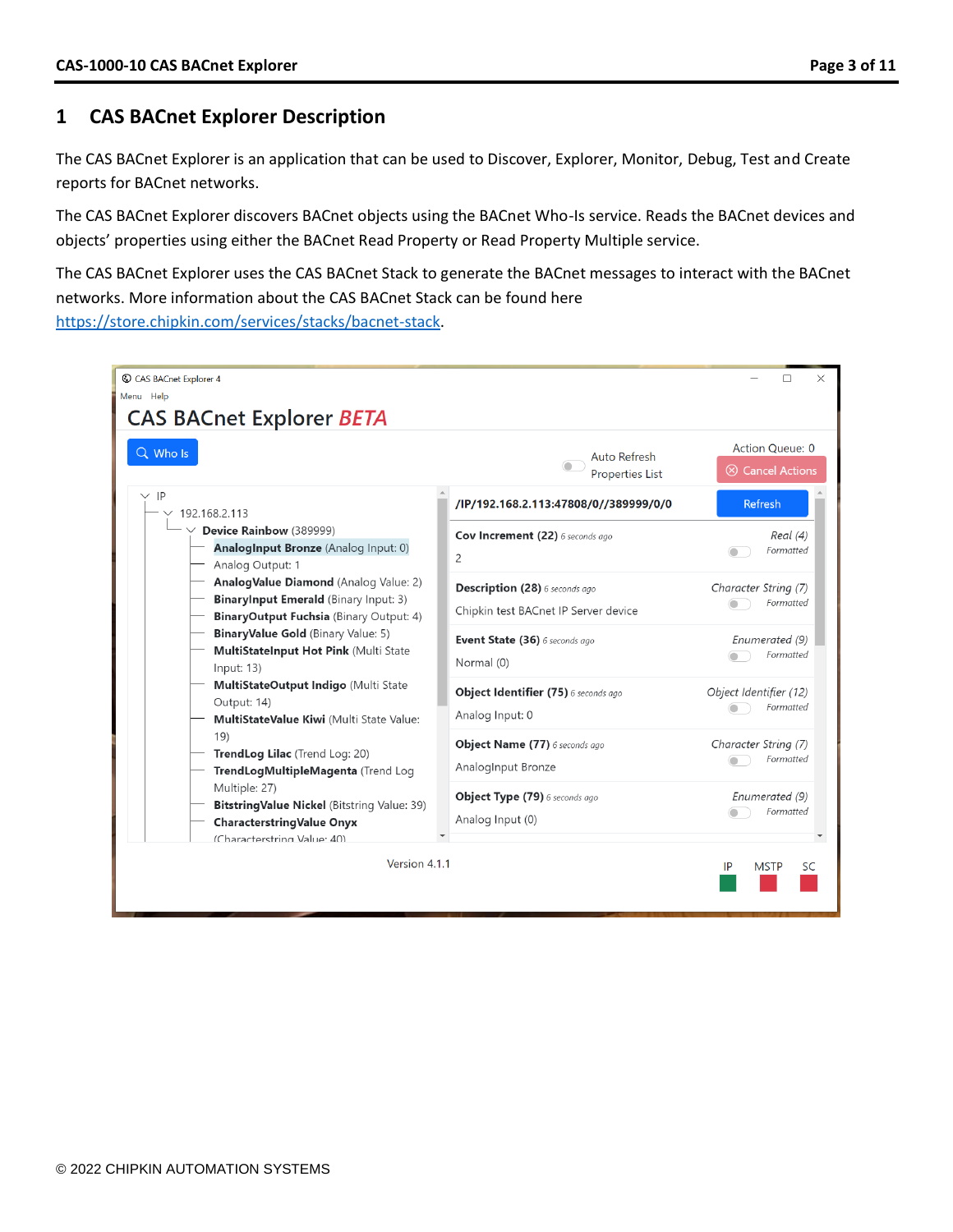# 1 CAS BACnet Explorer Description

The CAS BACnet Explorer is an application that can be used to Discover, Explorer, Monitor, Debug, Test and Create reports for BACnet networks.

The CAS BACnet Explorer discovers BACnet objects using the BACnet Who-Is service. Reads the BACnet devices and objects' properties using either the BACnet Read Property or Read Property Multiple service.

The CAS BACnet Explorer uses the CAS BACnet Stack to generate the BACnet messages to interact with the BACnet networks. More information about the CAS BACnet Stack can be found here https://store.chipkin.com/services/stacks/bacnet-stack.

© 2022 CHIPKIN AUTOMATION SYSTEMS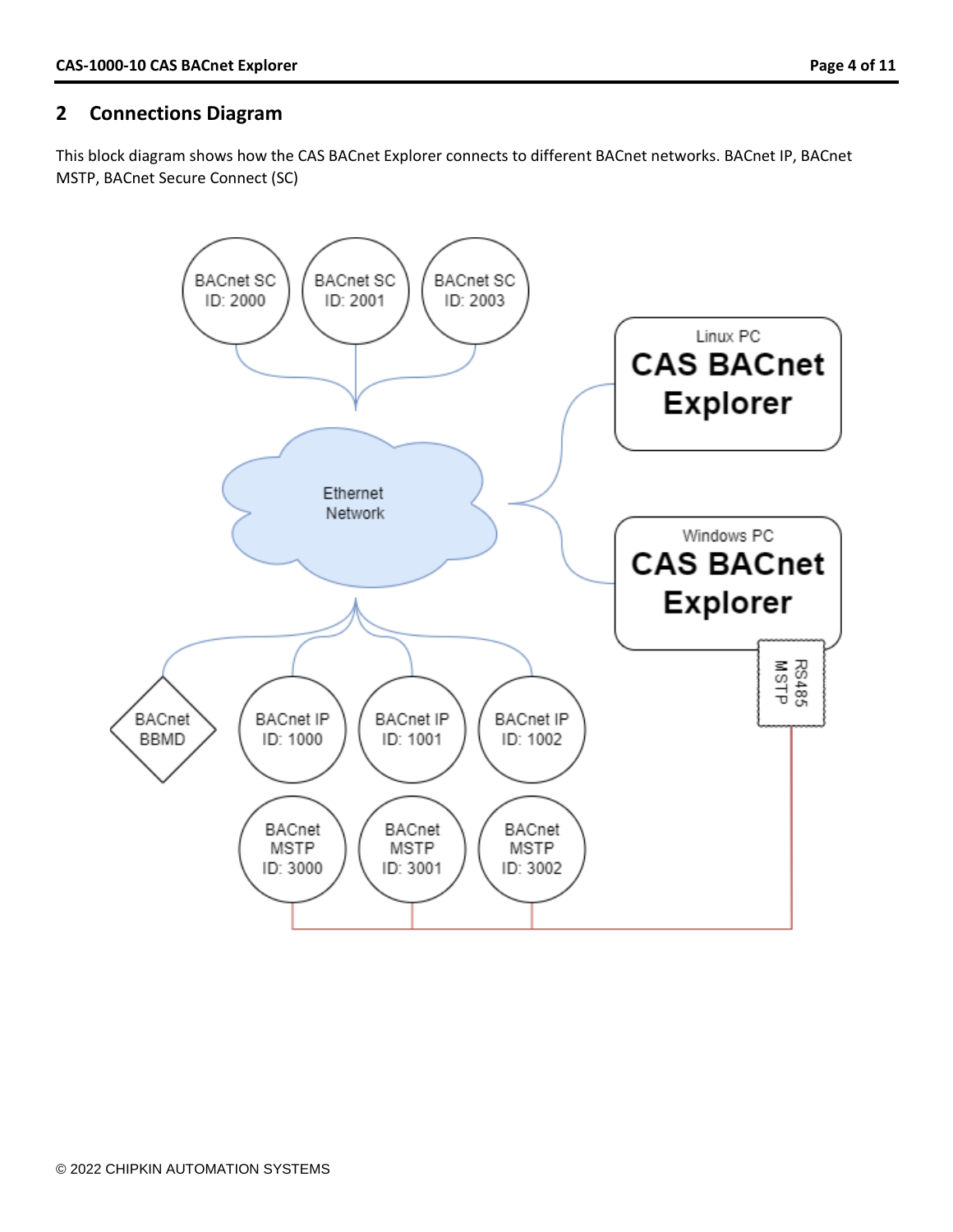## 2 Connections Diagram

This block diagram shows how the CAS BACnet Explorer connects to different BACnet networks. BACnet IP, BACnet MSTP, BACnet Secure Connect (SC)

BACnet SC ID: 2000
BACnet SC ID: 2001
BACnet SC ID: 2003

Ethernet Network

Linux PC
CAS BACnet Explorer

Windows PC
CAS BACnet Explorer

RS485 MSTP

BACnet BBMD

BACnet IP ID: 1000
BACnet IP ID: 1001
BACnet IP ID: 1002

BACnet MSTP ID: 3000
BACnet MSTP ID: 3001
BACnet MSTP ID: 3002

© 2022 CHIPKIN AUTOMATION SYSTEMS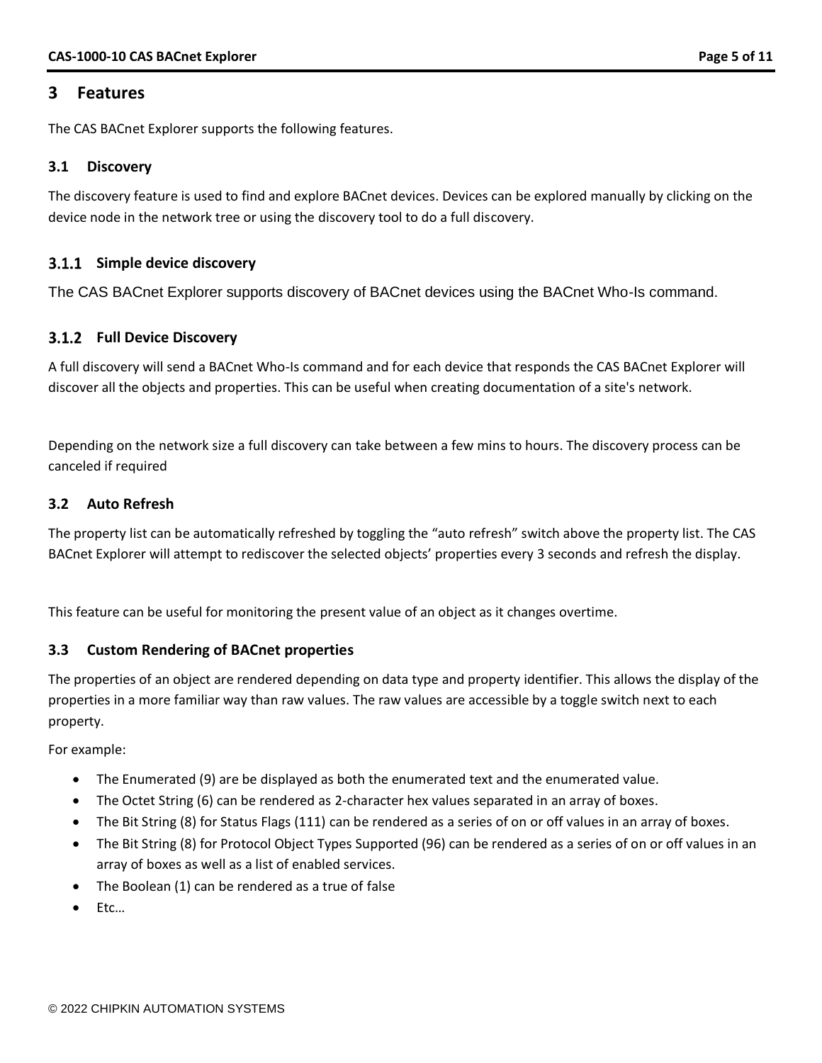# 3 Features

The CAS BACnet Explorer supports the following features.

## 3.1 Discovery

The discovery feature is used to find and explore BACnet devices. Devices can be explored manually by clicking on the device node in the network tree or using the discovery tool to do a full discovery.

### 3.1.1 Simple device discovery

The CAS BACnet Explorer supports discovery of BACnet devices using the BACnet Who-Is command.

### 3.1.2 Full Device Discovery

A full discovery will send a BACnet Who-Is command and for each device that responds the CAS BACnet Explorer will discover all the objects and properties. This can be useful when creating documentation of a site's network.

Depending on the network size a full discovery can take between a few mins to hours. The discovery process can be canceled if required

## 3.2 Auto Refresh

The property list can be automatically refreshed by toggling the “auto refresh” switch above the property list. The CAS BACnet Explorer will attempt to rediscover the selected objects’ properties every 3 seconds and refresh the display.

This feature can be useful for monitoring the present value of an object as it changes overtime.

## 3.3 Custom Rendering of BACnet properties

The properties of an object are rendered depending on data type and property identifier. This allows the display of the properties in a more familiar way than raw values. The raw values are accessible by a toggle switch next to each property.

For example:

- The Enumerated (9) are be displayed as both the enumerated text and the enumerated value.
- The Octet String (6) can be rendered as 2-character hex values separated in an array of boxes.
- The Bit String (8) for Status Flags (111) can be rendered as a series of on or off values in an array of boxes.
- The Bit String (8) for Protocol Object Types Supported (96) can be rendered as a series of on or off values in an array of boxes as well as a list of enabled services.
- The Boolean (1) can be rendered as a true of false
- Etc…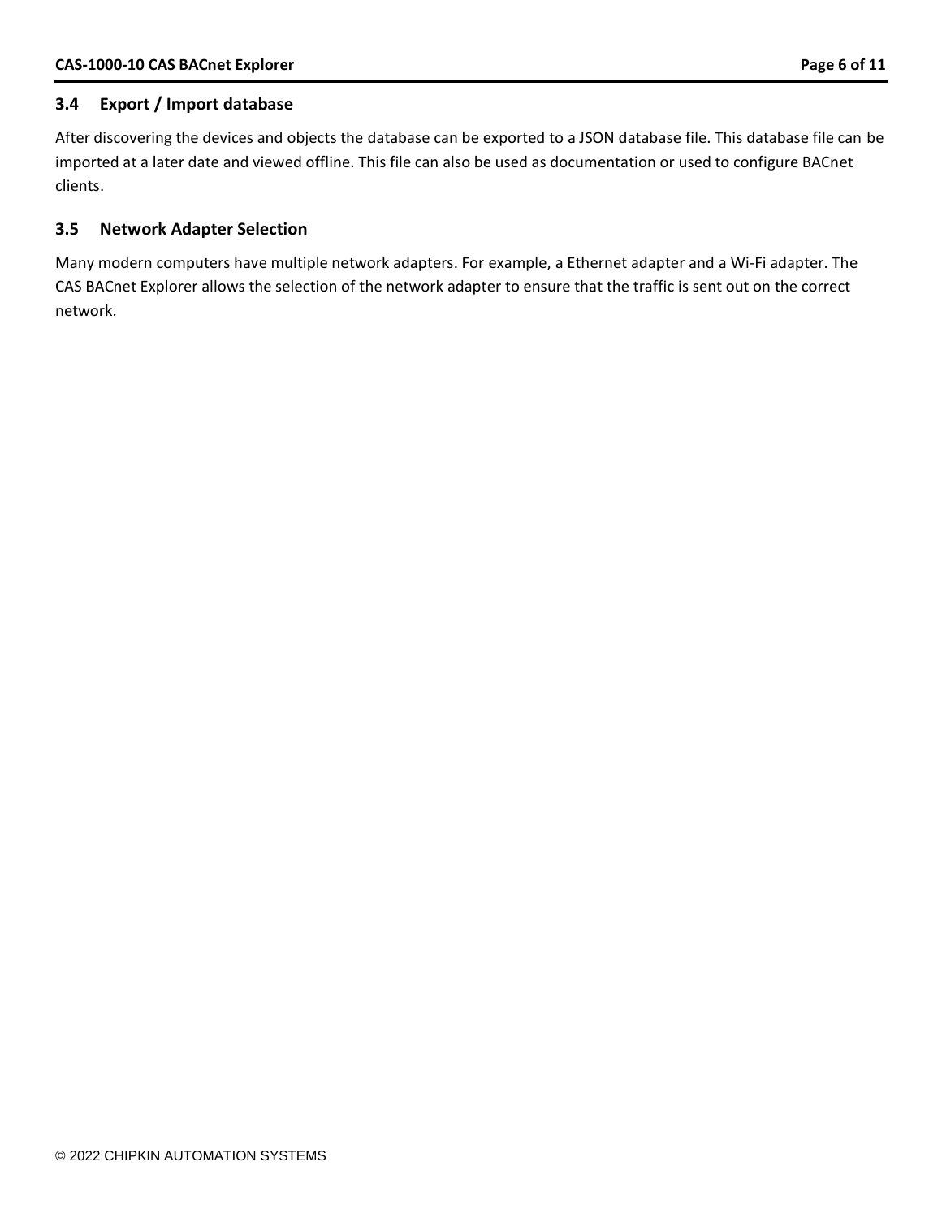### 3.4 Export / Import database

After discovering the devices and objects the database can be exported to a JSON database file. This database file can be imported at a later date and viewed offline. This file can also be used as documentation or used to configure BACnet clients.

### 3.5 Network Adapter Selection

Many modern computers have multiple network adapters. For example, a Ethernet adapter and a Wi-Fi adapter. The CAS BACnet Explorer allows the selection of the network adapter to ensure that the traffic is sent out on the correct network.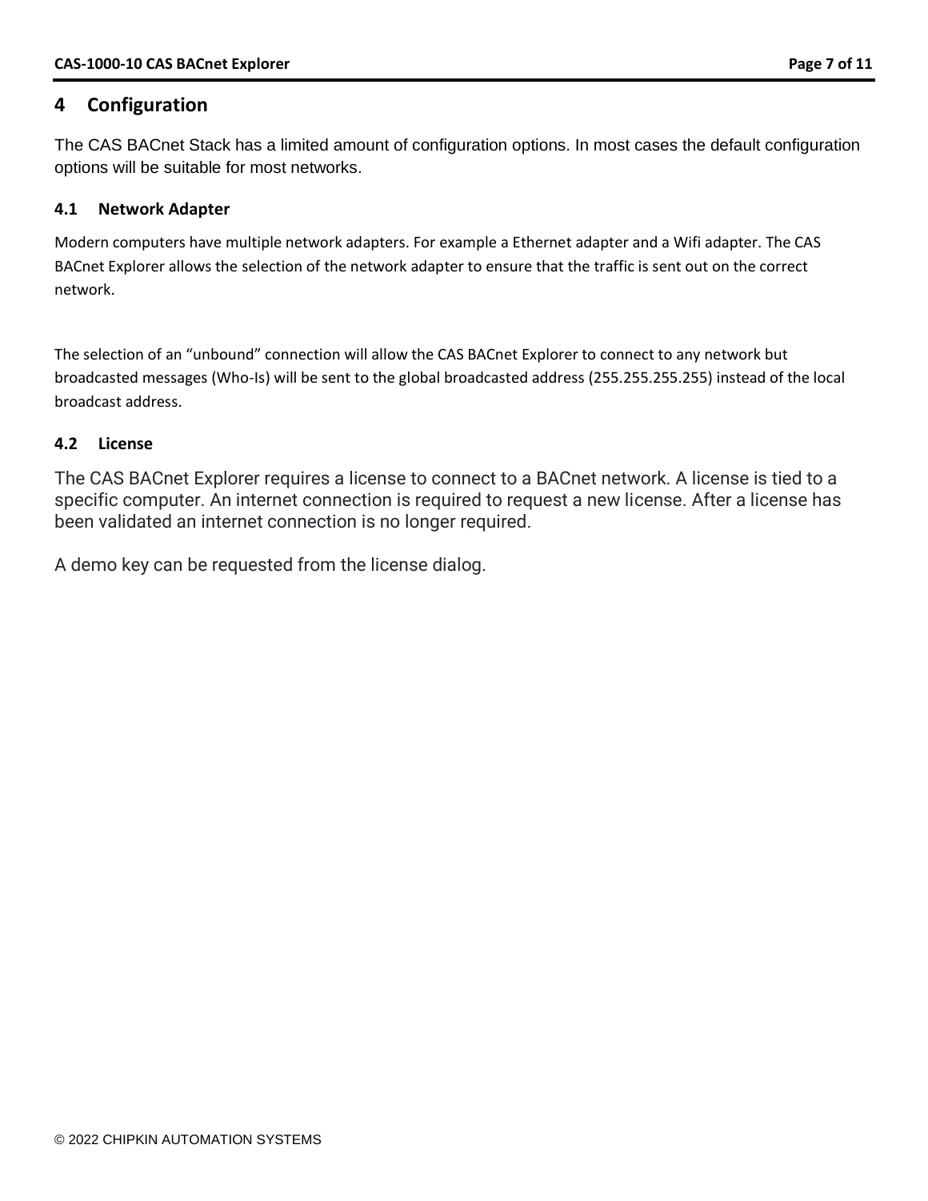# 4 Configuration

The CAS BACnet Stack has a limited amount of configuration options. In most cases the default configuration options will be suitable for most networks.

## 4.1 Network Adapter

Modern computers have multiple network adapters. For example a Ethernet adapter and a Wifi adapter. The CAS BACnet Explorer allows the selection of the network adapter to ensure that the traffic is sent out on the correct network.

The selection of an "unbound" connection will allow the CAS BACnet Explorer to connect to any network but broadcasted messages (Who-Is) will be sent to the global broadcasted address (255.255.255.255) instead of the local broadcast address.

## 4.2 License

The CAS BACnet Explorer requires a license to connect to a BACnet network. A license is tied to a specific computer. An internet connection is required to request a new license. After a license has been validated an internet connection is no longer required.

A demo key can be requested from the license dialog.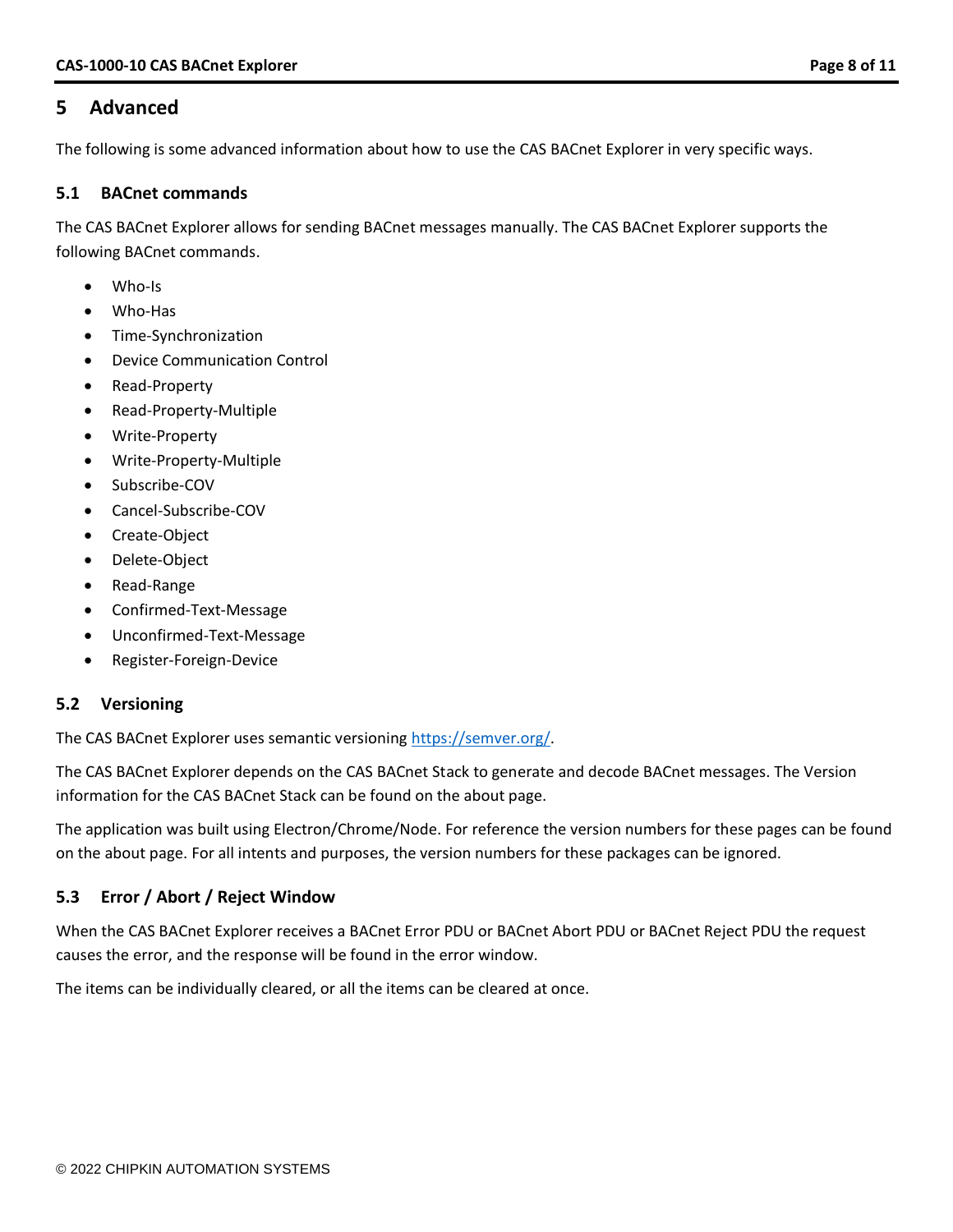# 5 Advanced

The following is some advanced information about how to use the CAS BACnet Explorer in very specific ways.

## 5.1 BACnet commands

The CAS BACnet Explorer allows for sending BACnet messages manually. The CAS BACnet Explorer supports the following BACnet commands.

- Who-Is
- Who-Has
- Time-Synchronization
- Device Communication Control
- Read-Property
- Read-Property-Multiple
- Write-Property
- Write-Property-Multiple
- Subscribe-COV
- Cancel-Subscribe-COV
- Create-Object
- Delete-Object
- Read-Range
- Confirmed-Text-Message
- Unconfirmed-Text-Message
- Register-Foreign-Device

## 5.2 Versioning

The CAS BACnet Explorer uses semantic versioning [https://semver.org/](https://semver.org/).

The CAS BACnet Explorer depends on the CAS BACnet Stack to generate and decode BACnet messages. The Version information for the CAS BACnet Stack can be found on the about page.

The application was built using Electron/Chrome/Node. For reference the version numbers for these pages can be found on the about page. For all intents and purposes, the version numbers for these packages can be ignored.

## 5.3 Error / Abort / Reject Window

When the CAS BACnet Explorer receives a BACnet Error PDU or BACnet Abort PDU or BACnet Reject PDU the request causes the error, and the response will be found in the error window.

The items can be individually cleared, or all the items can be cleared at once.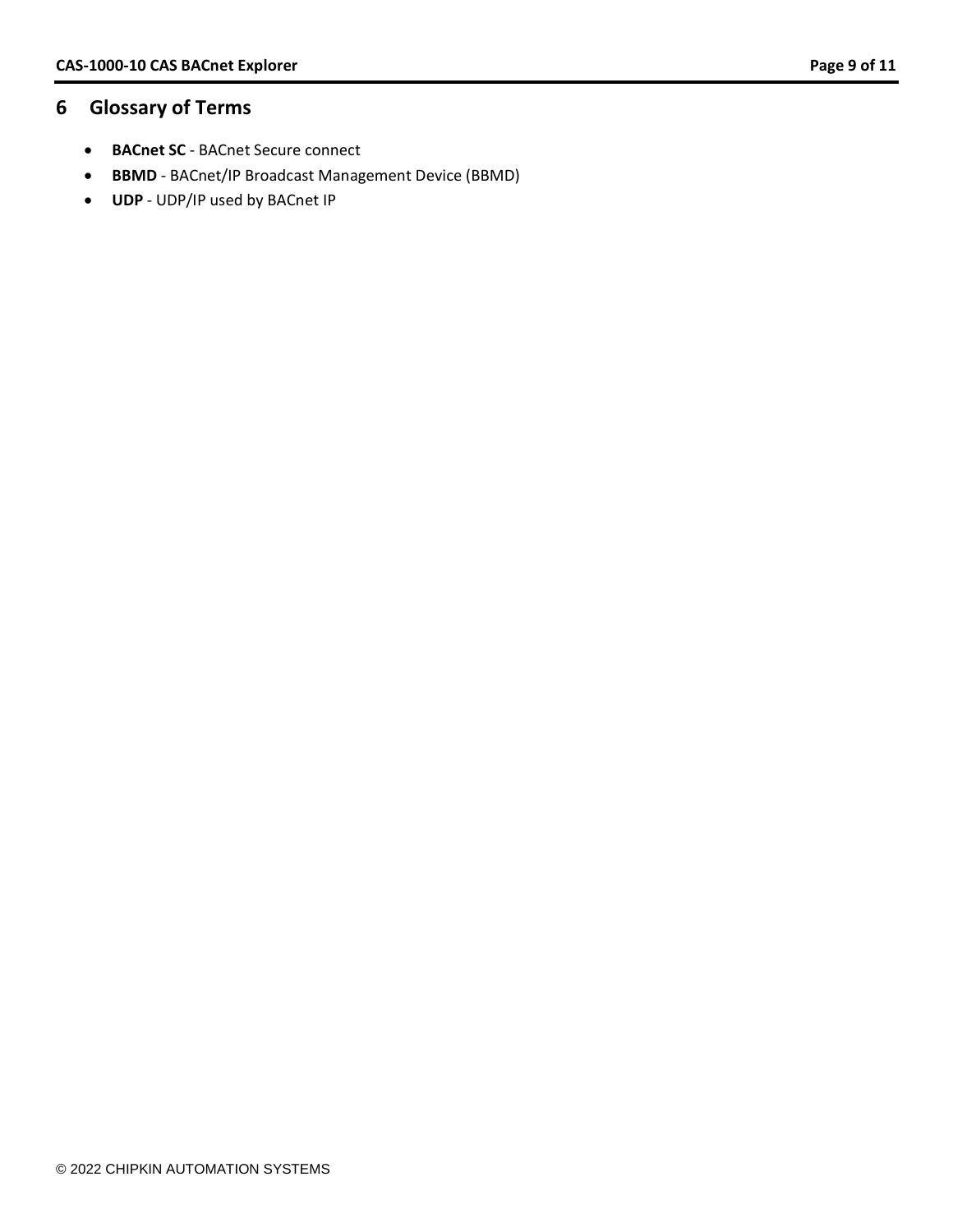# 6 Glossary of Terms

- **BACnet SC** - BACnet Secure connect
- **BBMD** - BACnet/IP Broadcast Management Device (BBMD)
- **UDP** - UDP/IP used by BACnet IP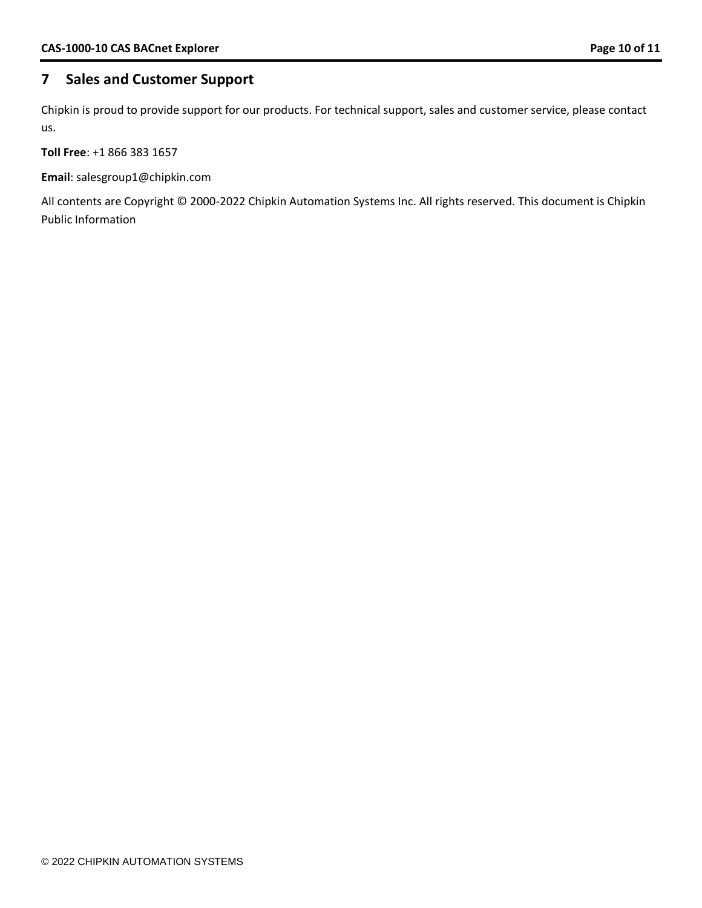# 7 Sales and Customer Support

Chipkin is proud to provide support for our products. For technical support, sales and customer service, please contact us.

**Toll Free**: +1 866 383 1657

**Email**: salesgroup1@chipkin.com

All contents are Copyright © 2000-2022 Chipkin Automation Systems Inc. All rights reserved. This document is Chipkin Public Information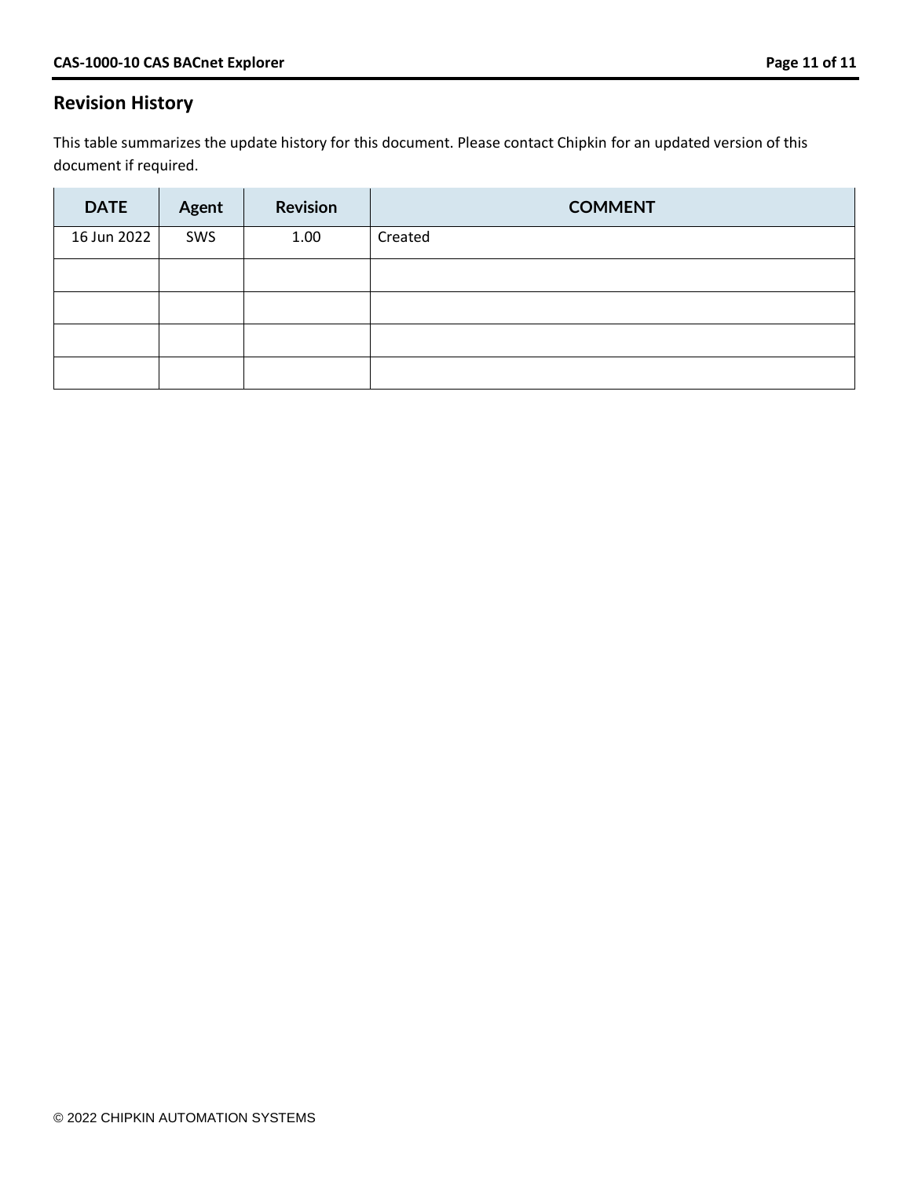## Revision History

This table summarizes the update history for this document. Please contact Chipkin for an updated version of this document if required.

| DATE | Agent | Revision | COMMENT |
|---|---|---|---|
| 16 Jun 2022 | SWS | 1.00 | Created |
| | | | |
| | | | |
| | | | |
| | | | |

© 2022 CHIPKIN AUTOMATION SYSTEMS